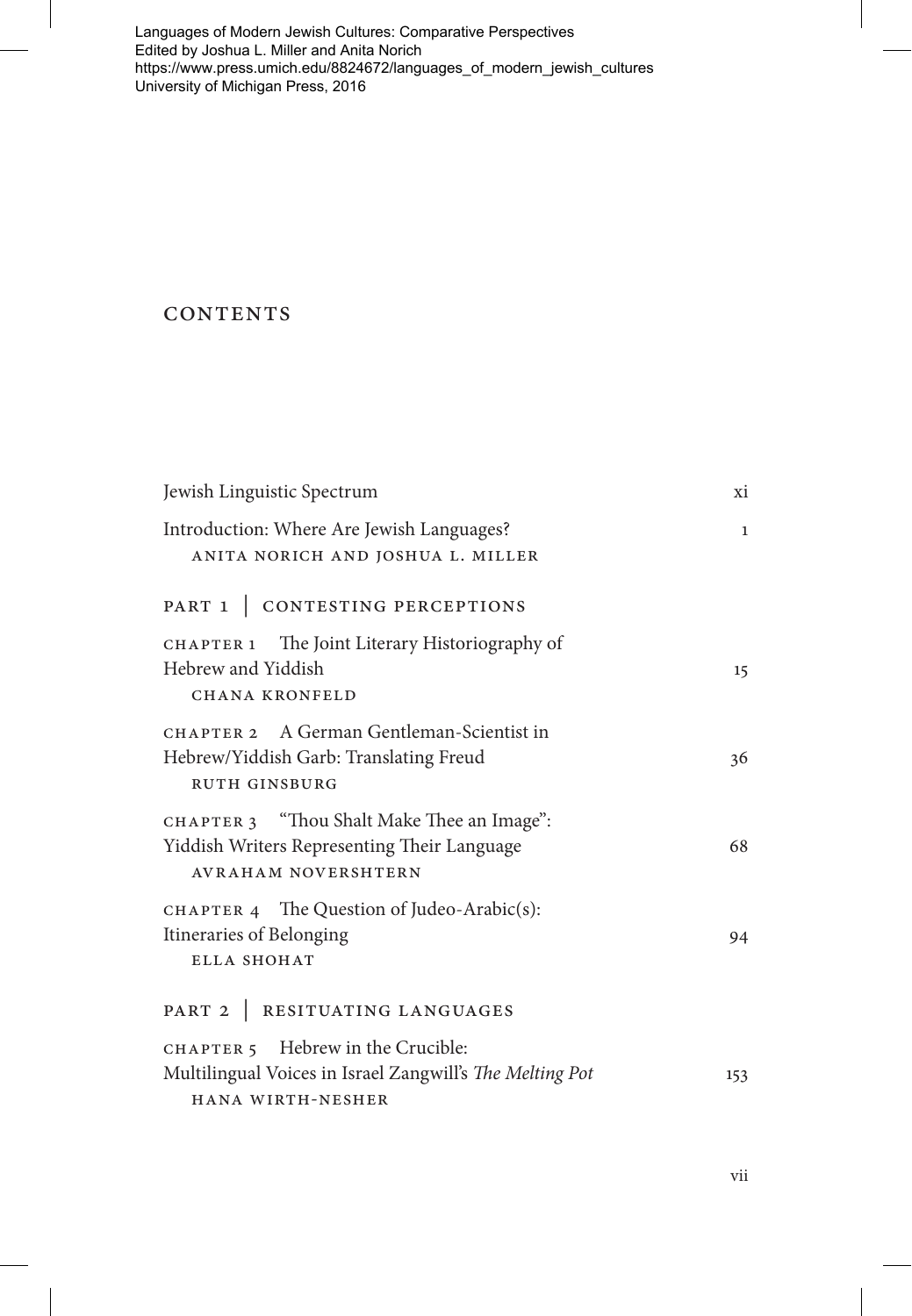Languages of Modern Jewish Cultures: Comparative Perspectives
Edited by Joshua L. Miller and Anita Norich
https://www.press.umich.edu/8824672/languages_of_modern_jewish_cultures
University of Michigan Press, 2016

# CONTENTS

Jewish Linguistic Spectrum — xi

Introduction: Where Are Jewish Languages? — 1
ANITA NORICH AND JOSHUA L. MILLER

## PART 1 | CONTESTING PERCEPTIONS

CHAPTER 1 The Joint Literary Historiography of Hebrew and Yiddish — 15
CHANA KRONFELD

CHAPTER 2 A German Gentleman-Scientist in Hebrew/Yiddish Garb: Translating Freud — 36
RUTH GINSBURG

CHAPTER 3 "Thou Shalt Make Thee an Image": Yiddish Writers Representing Their Language — 68
AVRAHAM NOVERSHTERN

CHAPTER 4 The Question of Judeo-Arabic(s): Itineraries of Belonging — 94
ELLA SHOHAT

## PART 2 | RESITUATING LANGUAGES

CHAPTER 5 Hebrew in the Crucible: Multilingual Voices in Israel Zangwill's *The Melting Pot* — 153
HANA WIRTH-NESHER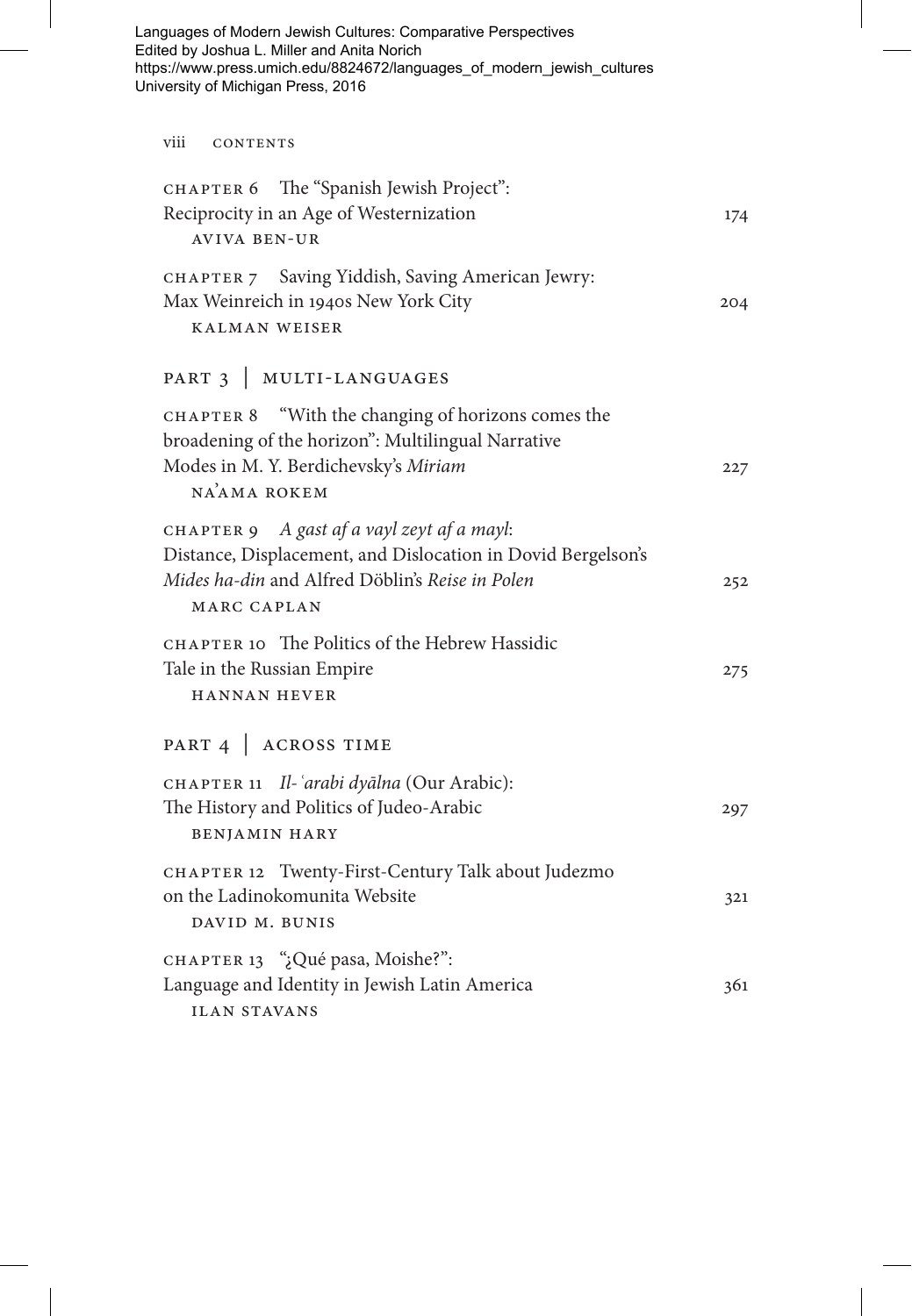CHAPTER 6 The "Spanish Jewish Project": Reciprocity in an Age of Westernization — 174
AVIVA BEN-UR

CHAPTER 7 Saving Yiddish, Saving American Jewry: Max Weinreich in 1940s New York City — 204
KALMAN WEISER

## PART 3 | MULTI-LANGUAGES

CHAPTER 8 "With the changing of horizons comes the broadening of the horizon": Multilingual Narrative Modes in M. Y. Berdichevsky's *Miriam* — 227
NA'AMA ROKEM

CHAPTER 9 *A gast af a vayl zeyt af a mayl*: Distance, Displacement, and Dislocation in Dovid Bergelson's *Mides ha-din* and Alfred Döblin's *Reise in Polen* — 252
MARC CAPLAN

CHAPTER 10 The Politics of the Hebrew Hassidic Tale in the Russian Empire — 275
HANNAN HEVER

## PART 4 | ACROSS TIME

CHAPTER 11 *Il-ʿarabi dyālna* (Our Arabic): The History and Politics of Judeo-Arabic — 297
BENJAMIN HARY

CHAPTER 12 Twenty-First-Century Talk about Judezmo on the Ladinokomunita Website — 321
DAVID M. BUNIS

CHAPTER 13 "¿Qué pasa, Moishe?": Language and Identity in Jewish Latin America — 361
ILAN STAVANS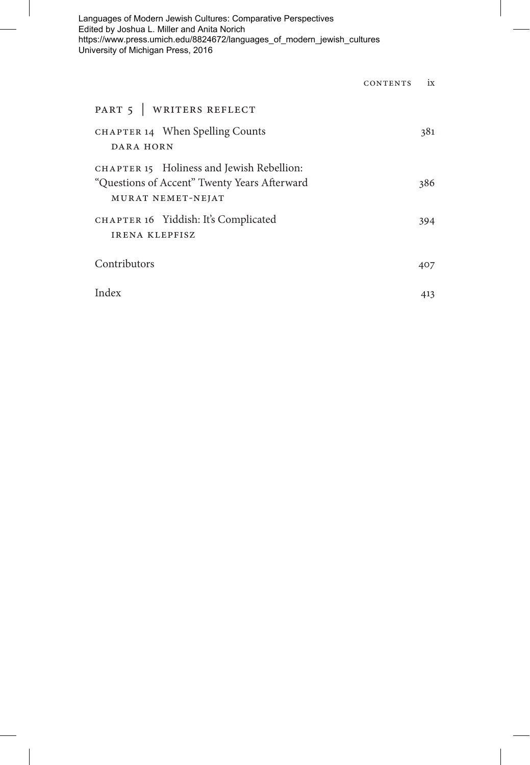## Part 5 | Writers Reflect

Chapter 14 When Spelling Counts — 381
Dara Horn

Chapter 15 Holiness and Jewish Rebellion: "Questions of Accent" Twenty Years Afterward — 386
Murat Nemet-Nejat

Chapter 16 Yiddish: It's Complicated — 394
Irena Klepfisz

Contributors — 407

Index — 413